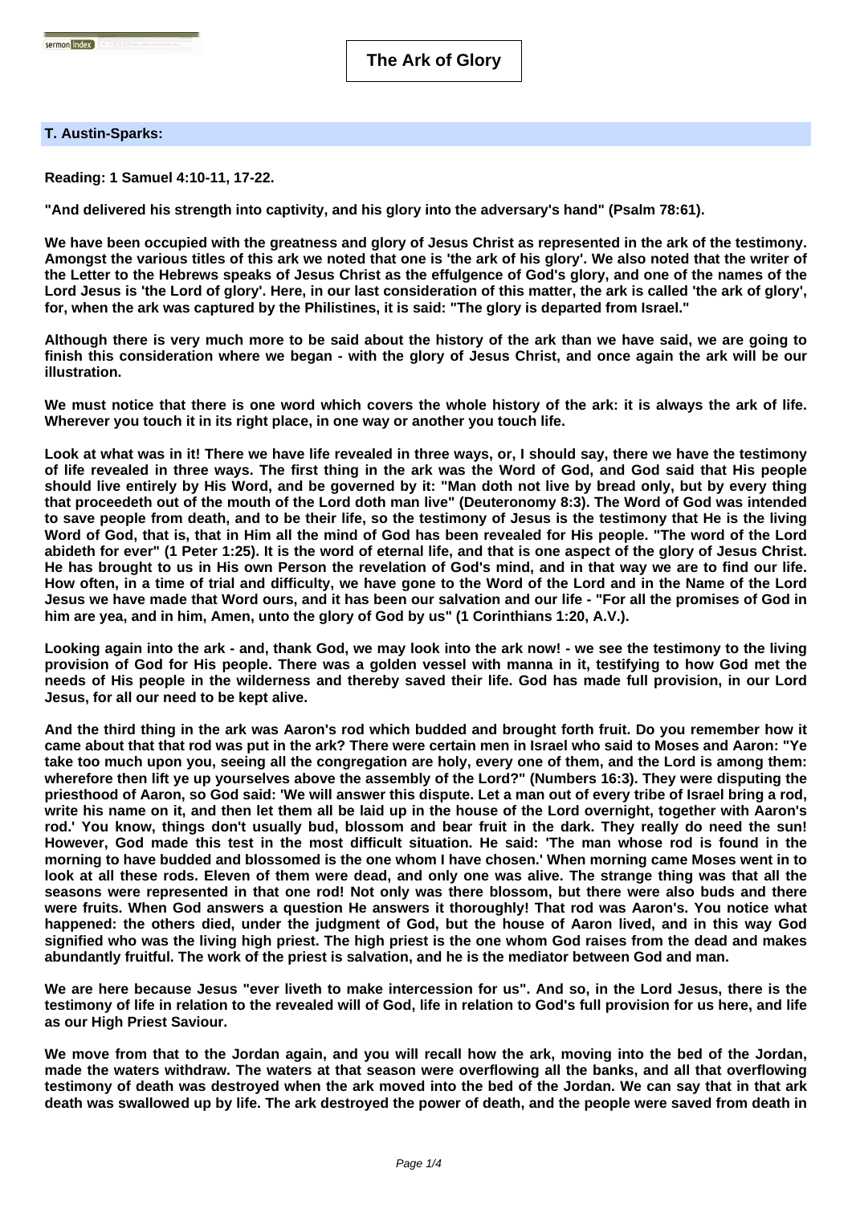# The Ark of Glory

**T. Austin-Sparks:**

**Reading: 1 Samuel 4:10-11, 17-22.**

**"And delivered his strength into captivity, and his glory into the adversary's hand" (Psalm 78:61).**

**We have been occupied with the greatness and glory of Jesus Christ as represented in the ark of the testimony. Amongst the various titles of this ark we noted that one is 'the ark of his glory'. We also noted that the writer of the Letter to the Hebrews speaks of Jesus Christ as the effulgence of God's glory, and one of the names of the Lord Jesus is 'the Lord of glory'. Here, in our last consideration of this matter, the ark is called 'the ark of glory', for, when the ark was captured by the Philistines, it is said: "The glory is departed from Israel."**

**Although there is very much more to be said about the history of the ark than we have said, we are going to finish this consideration where we began - with the glory of Jesus Christ, and once again the ark will be our illustration.**

**We must notice that there is one word which covers the whole history of the ark: it is always the ark of life. Wherever you touch it in its right place, in one way or another you touch life.**

**Look at what was in it! There we have life revealed in three ways, or, I should say, there we have the testimony of life revealed in three ways. The first thing in the ark was the Word of God, and God said that His people should live entirely by His Word, and be governed by it: "Man doth not live by bread only, but by every thing that proceedeth out of the mouth of the Lord doth man live" (Deuteronomy 8:3). The Word of God was intended to save people from death, and to be their life, so the testimony of Jesus is the testimony that He is the living Word of God, that is, that in Him all the mind of God has been revealed for His people. "The word of the Lord abideth for ever" (1 Peter 1:25). It is the word of eternal life, and that is one aspect of the glory of Jesus Christ. He has brought to us in His own Person the revelation of God's mind, and in that way we are to find our life. How often, in a time of trial and difficulty, we have gone to the Word of the Lord and in the Name of the Lord Jesus we have made that Word ours, and it has been our salvation and our life - "For all the promises of God in him are yea, and in him, Amen, unto the glory of God by us" (1 Corinthians 1:20, A.V.).**

**Looking again into the ark - and, thank God, we may look into the ark now! - we see the testimony to the living provision of God for His people. There was a golden vessel with manna in it, testifying to how God met the needs of His people in the wilderness and thereby saved their life. God has made full provision, in our Lord Jesus, for all our need to be kept alive.**

**And the third thing in the ark was Aaron's rod which budded and brought forth fruit. Do you remember how it came about that that rod was put in the ark? There were certain men in Israel who said to Moses and Aaron: "Ye take too much upon you, seeing all the congregation are holy, every one of them, and the Lord is among them: wherefore then lift ye up yourselves above the assembly of the Lord?" (Numbers 16:3). They were disputing the priesthood of Aaron, so God said: 'We will answer this dispute. Let a man out of every tribe of Israel bring a rod, write his name on it, and then let them all be laid up in the house of the Lord overnight, together with Aaron's rod.' You know, things don't usually bud, blossom and bear fruit in the dark. They really do need the sun! However, God made this test in the most difficult situation. He said: 'The man whose rod is found in the morning to have budded and blossomed is the one whom I have chosen.' When morning came Moses went in to look at all these rods. Eleven of them were dead, and only one was alive. The strange thing was that all the seasons were represented in that one rod! Not only was there blossom, but there were also buds and there were fruits. When God answers a question He answers it thoroughly! That rod was Aaron's. You notice what happened: the others died, under the judgment of God, but the house of Aaron lived, and in this way God signified who was the living high priest. The high priest is the one whom God raises from the dead and makes abundantly fruitful. The work of the priest is salvation, and he is the mediator between God and man.**

**We are here because Jesus "ever liveth to make intercession for us". And so, in the Lord Jesus, there is the testimony of life in relation to the revealed will of God, life in relation to God's full provision for us here, and life as our High Priest Saviour.**

**We move from that to the Jordan again, and you will recall how the ark, moving into the bed of the Jordan, made the waters withdraw. The waters at that season were overflowing all the banks, and all that overflowing testimony of death was destroyed when the ark moved into the bed of the Jordan. We can say that in that ark death was swallowed up by life. The ark destroyed the power of death, and the people were saved from death in**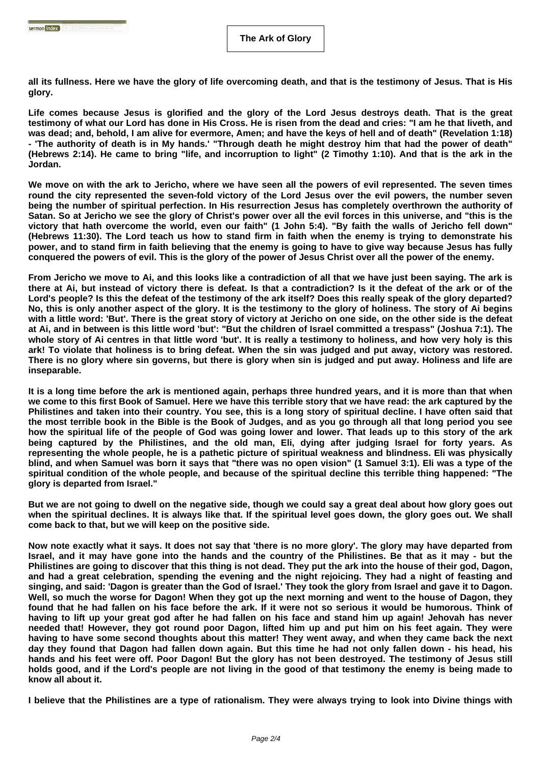all its fullness. Here we have the glory of life overcoming death, and that is the testimony of Jesus. That is His glory.

Life comes because Jesus is glorified and the glory of the Lord Jesus destroys death. That is the great testimony of what our Lord has done in His Cross. He is risen from the dead and cries: "I am he that liveth, and was dead; and, behold, I am alive for evermore, Amen; and have the keys of hell and of death" (Revelation 1:18) - 'The authority of death is in My hands.' "Through death he might destroy him that had the power of death" (Hebrews 2:14). He came to bring "life, and incorruption to light" (2 Timothy 1:10). And that is the ark in the Jordan.

We move on with the ark to Jericho, where we have seen all the powers of evil represented. The seven times round the city represented the seven-fold victory of the Lord Jesus over the evil powers, the number seven being the number of spiritual perfection. In His resurrection Jesus has completely overthrown the authority of Satan. So at Jericho we see the glory of Christ's power over all the evil forces in this universe, and "this is the victory that hath overcome the world, even our faith" (1 John 5:4). "By faith the walls of Jericho fell down" (Hebrews 11:30). The Lord teach us how to stand firm in faith when the enemy is trying to demonstrate his power, and to stand firm in faith believing that the enemy is going to have to give way because Jesus has fully conquered the powers of evil. This is the glory of the power of Jesus Christ over all the power of the enemy.

From Jericho we move to Ai, and this looks like a contradiction of all that we have just been saying. The ark is there at Ai, but instead of victory there is defeat. Is that a contradiction? Is it the defeat of the ark or of the Lord's people? Is this the defeat of the testimony of the ark itself? Does this really speak of the glory departed? No, this is only another aspect of the glory. It is the testimony to the glory of holiness. The story of Ai begins with a little word: 'But'. There is the great story of victory at Jericho on one side, on the other side is the defeat at Ai, and in between is this little word 'but': "But the children of Israel committed a trespass" (Joshua 7:1). The whole story of Ai centres in that little word 'but'. It is really a testimony to holiness, and how very holy is this ark! To violate that holiness is to bring defeat. When the sin was judged and put away, victory was restored. There is no glory where sin governs, but there is glory when sin is judged and put away. Holiness and life are inseparable.

It is a long time before the ark is mentioned again, perhaps three hundred years, and it is more than that when we come to this first Book of Samuel. Here we have this terrible story that we have read: the ark captured by the Philistines and taken into their country. You see, this is a long story of spiritual decline. I have often said that the most terrible book in the Bible is the Book of Judges, and as you go through all that long period you see how the spiritual life of the people of God was going lower and lower. That leads up to this story of the ark being captured by the Philistines, and the old man, Eli, dying after judging Israel for forty years. As representing the whole people, he is a pathetic picture of spiritual weakness and blindness. Eli was physically blind, and when Samuel was born it says that "there was no open vision" (1 Samuel 3:1). Eli was a type of the spiritual condition of the whole people, and because of the spiritual decline this terrible thing happened: "The glory is departed from Israel."

But we are not going to dwell on the negative side, though we could say a great deal about how glory goes out when the spiritual declines. It is always like that. If the spiritual level goes down, the glory goes out. We shall come back to that, but we will keep on the positive side.

Now note exactly what it says. It does not say that 'there is no more glory'. The glory may have departed from Israel, and it may have gone into the hands and the country of the Philistines. Be that as it may - but the Philistines are going to discover that this thing is not dead. They put the ark into the house of their god, Dagon, and had a great celebration, spending the evening and the night rejoicing. They had a night of feasting and singing, and said: 'Dagon is greater than the God of Israel.' They took the glory from Israel and gave it to Dagon. Well, so much the worse for Dagon! When they got up the next morning and went to the house of Dagon, they found that he had fallen on his face before the ark. If it were not so serious it would be humorous. Think of having to lift up your great god after he had fallen on his face and stand him up again! Jehovah has never needed that! However, they got round poor Dagon, lifted him up and put him on his feet again. They were having to have some second thoughts about this matter! They went away, and when they came back the next day they found that Dagon had fallen down again. But this time he had not only fallen down - his head, his hands and his feet were off. Poor Dagon! But the glory has not been destroyed. The testimony of Jesus still holds good, and if the Lord's people are not living in the good of that testimony the enemy is being made to know all about it.

I believe that the Philistines are a type of rationalism. They were always trying to look into Divine things with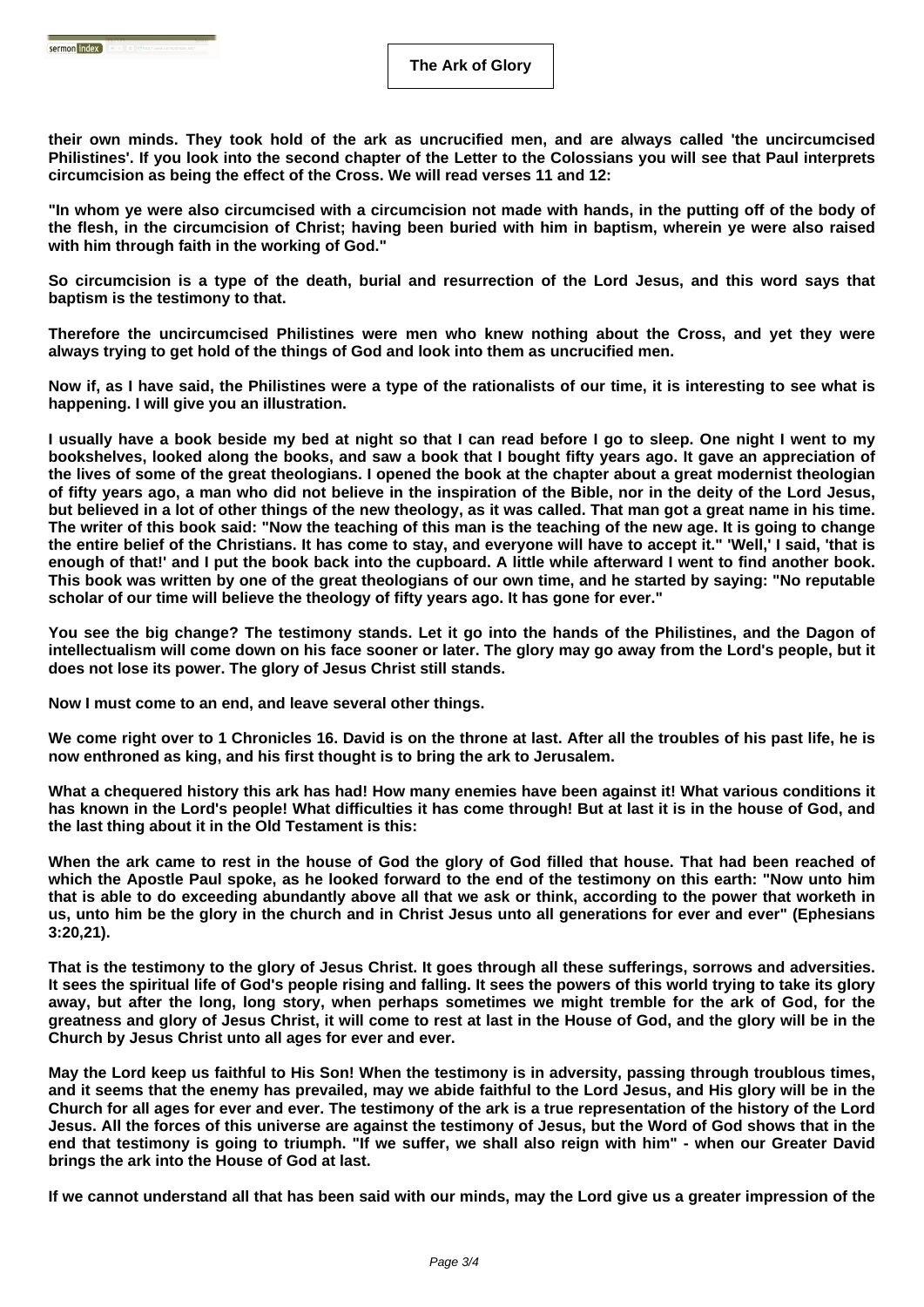**their own minds. They took hold of the ark as uncrucified men, and are always called 'the uncircumcised Philistines'. If you look into the second chapter of the Letter to the Colossians you will see that Paul interprets circumcision as being the effect of the Cross. We will read verses 11 and 12:**

**"In whom ye were also circumcised with a circumcision not made with hands, in the putting off of the body of the flesh, in the circumcision of Christ; having been buried with him in baptism, wherein ye were also raised with him through faith in the working of God."**

**So circumcision is a type of the death, burial and resurrection of the Lord Jesus, and this word says that baptism is the testimony to that.**

**Therefore the uncircumcised Philistines were men who knew nothing about the Cross, and yet they were always trying to get hold of the things of God and look into them as uncrucified men.**

**Now if, as I have said, the Philistines were a type of the rationalists of our time, it is interesting to see what is happening. I will give you an illustration.**

**I usually have a book beside my bed at night so that I can read before I go to sleep. One night I went to my bookshelves, looked along the books, and saw a book that I bought fifty years ago. It gave an appreciation of the lives of some of the great theologians. I opened the book at the chapter about a great modernist theologian of fifty years ago, a man who did not believe in the inspiration of the Bible, nor in the deity of the Lord Jesus, but believed in a lot of other things of the new theology, as it was called. That man got a great name in his time. The writer of this book said: "Now the teaching of this man is the teaching of the new age. It is going to change the entire belief of the Christians. It has come to stay, and everyone will have to accept it." 'Well,' I said, 'that is enough of that!' and I put the book back into the cupboard. A little while afterward I went to find another book. This book was written by one of the great theologians of our own time, and he started by saying: "No reputable scholar of our time will believe the theology of fifty years ago. It has gone for ever."**

**You see the big change? The testimony stands. Let it go into the hands of the Philistines, and the Dagon of intellectualism will come down on his face sooner or later. The glory may go away from the Lord's people, but it does not lose its power. The glory of Jesus Christ still stands.**

**Now I must come to an end, and leave several other things.**

**We come right over to 1 Chronicles 16. David is on the throne at last. After all the troubles of his past life, he is now enthroned as king, and his first thought is to bring the ark to Jerusalem.**

**What a chequered history this ark has had! How many enemies have been against it! What various conditions it has known in the Lord's people! What difficulties it has come through! But at last it is in the house of God, and the last thing about it in the Old Testament is this:**

**When the ark came to rest in the house of God the glory of God filled that house. That had been reached of which the Apostle Paul spoke, as he looked forward to the end of the testimony on this earth: "Now unto him that is able to do exceeding abundantly above all that we ask or think, according to the power that worketh in us, unto him be the glory in the church and in Christ Jesus unto all generations for ever and ever" (Ephesians 3:20,21).**

**That is the testimony to the glory of Jesus Christ. It goes through all these sufferings, sorrows and adversities. It sees the spiritual life of God's people rising and falling. It sees the powers of this world trying to take its glory away, but after the long, long story, when perhaps sometimes we might tremble for the ark of God, for the greatness and glory of Jesus Christ, it will come to rest at last in the House of God, and the glory will be in the Church by Jesus Christ unto all ages for ever and ever.**

**May the Lord keep us faithful to His Son! When the testimony is in adversity, passing through troublous times, and it seems that the enemy has prevailed, may we abide faithful to the Lord Jesus, and His glory will be in the Church for all ages for ever and ever. The testimony of the ark is a true representation of the history of the Lord Jesus. All the forces of this universe are against the testimony of Jesus, but the Word of God shows that in the end that testimony is going to triumph. "If we suffer, we shall also reign with him" - when our Greater David brings the ark into the House of God at last.**

**If we cannot understand all that has been said with our minds, may the Lord give us a greater impression of the**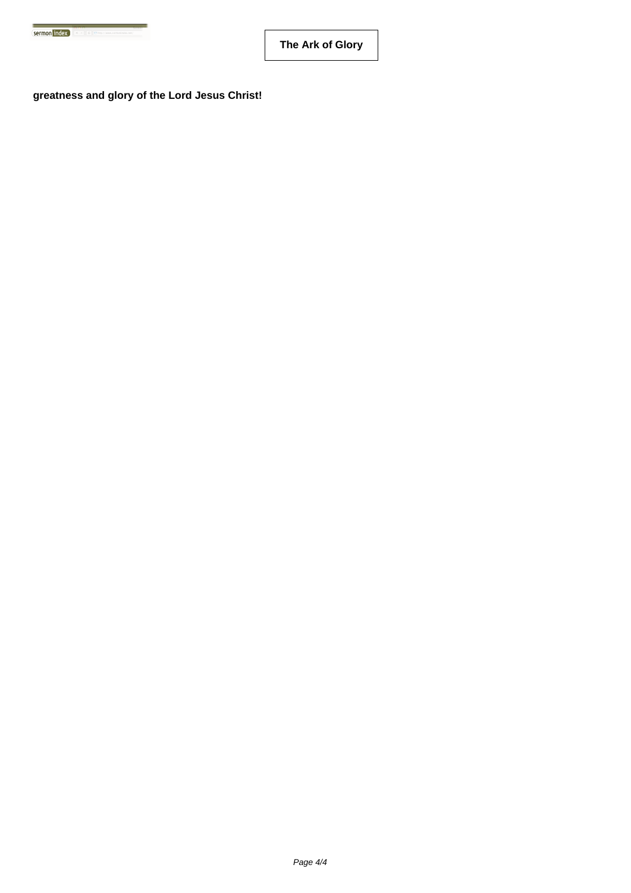**greatness and glory of the Lord Jesus Christ!**